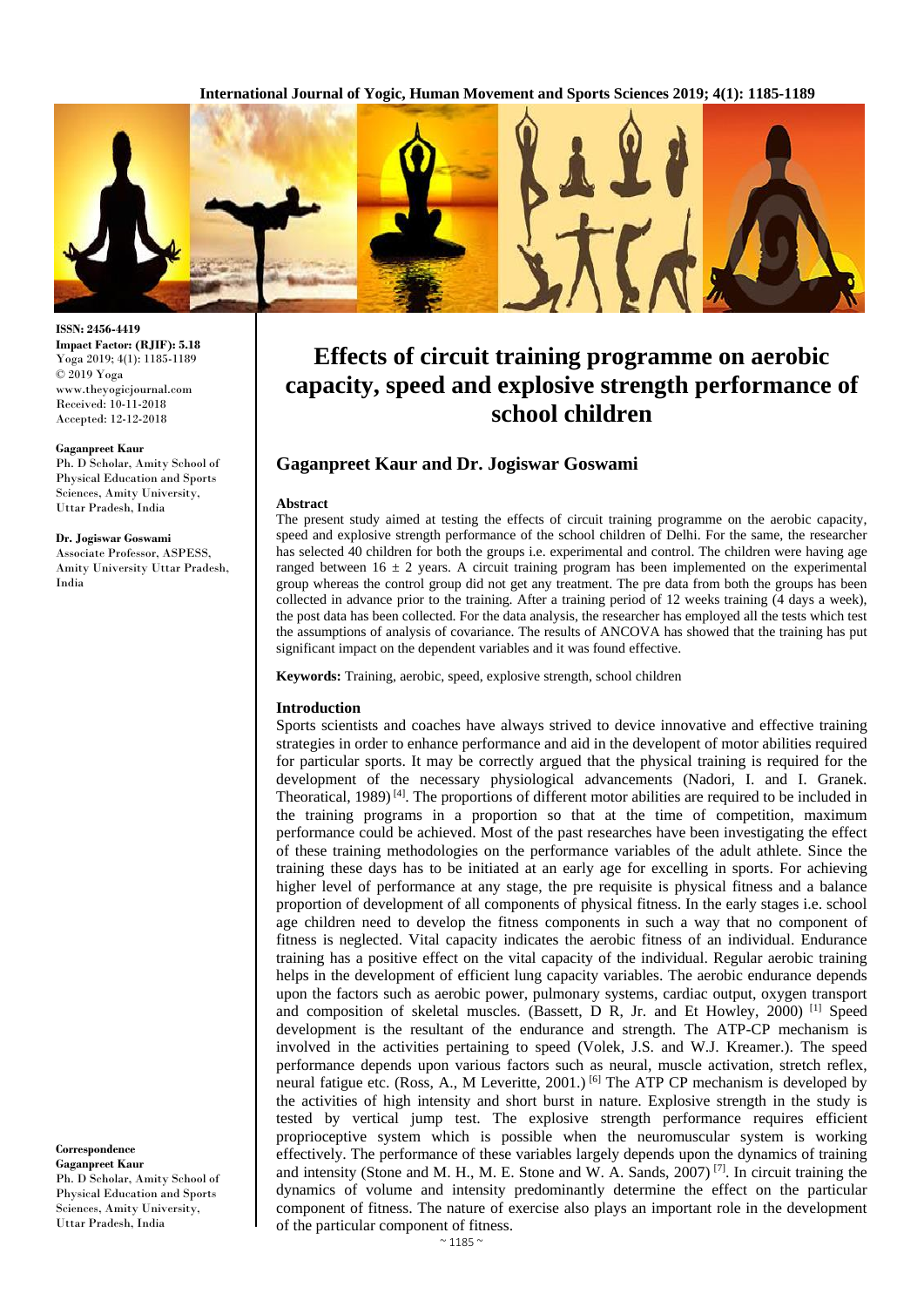**ISSN: 2456-4419**
**Impact Factor: (RJIF): 5.18**
Yoga 2019; 4(1): 1185-1189
© 2019 Yoga
www.theyogicjournal.com
Received: 10-11-2018
Accepted: 12-12-2018

**Gaganpreet Kaur**
Ph. D Scholar, Amity School of Physical Education and Sports Sciences, Amity University, Uttar Pradesh, India

**Dr. Jogiswar Goswami**
Associate Professor, ASPESS, Amity University Uttar Pradesh, India

**Correspondence**
**Gaganpreet Kaur**
Ph. D Scholar, Amity School of Physical Education and Sports Sciences, Amity University, Uttar Pradesh, India

# Effects of circuit training programme on aerobic capacity, speed and explosive strength performance of school children

## Gaganpreet Kaur and Dr. Jogiswar Goswami

### Abstract

The present study aimed at testing the effects of circuit training programme on the aerobic capacity, speed and explosive strength performance of the school children of Delhi. For the same, the researcher has selected 40 children for both the groups i.e. experimental and control. The children were having age ranged between 16 ± 2 years. A circuit training program has been implemented on the experimental group whereas the control group did not get any treatment. The pre data from both the groups has been collected in advance prior to the training. After a training period of 12 weeks training (4 days a week), the post data has been collected. For the data analysis, the researcher has employed all the tests which test the assumptions of analysis of covariance. The results of ANCOVA has showed that the training has put significant impact on the dependent variables and it was found effective.

**Keywords:** Training, aerobic, speed, explosive strength, school children

### Introduction

Sports scientists and coaches have always strived to device innovative and effective training strategies in order to enhance performance and aid in the developent of motor abilities required for particular sports. It may be correctly argued that the physical training is required for the development of the necessary physiological advancements (Nadori, I. and I. Granek. Theoratical, 1989) [4]. The proportions of different motor abilities are required to be included in the training programs in a proportion so that at the time of competition, maximum performance could be achieved. Most of the past researches have been investigating the effect of these training methodologies on the performance variables of the adult athlete. Since the training these days has to be initiated at an early age for excelling in sports. For achieving higher level of performance at any stage, the pre requisite is physical fitness and a balance proportion of development of all components of physical fitness. In the early stages i.e. school age children need to develop the fitness components in such a way that no component of fitness is neglected. Vital capacity indicates the aerobic fitness of an individual. Endurance training has a positive effect on the vital capacity of the individual. Regular aerobic training helps in the development of efficient lung capacity variables. The aerobic endurance depends upon the factors such as aerobic power, pulmonary systems, cardiac output, oxygen transport and composition of skeletal muscles. (Bassett, D R, Jr. and Et Howley, 2000) [1] Speed development is the resultant of the endurance and strength. The ATP-CP mechanism is involved in the activities pertaining to speed (Volek, J.S. and W.J. Kreamer.). The speed performance depends upon various factors such as neural, muscle activation, stretch reflex, neural fatigue etc. (Ross, A., M Leveritte, 2001.) [6] The ATP CP mechanism is developed by the activities of high intensity and short burst in nature. Explosive strength in the study is tested by vertical jump test. The explosive strength performance requires efficient proprioceptive system which is possible when the neuromuscular system is working effectively. The performance of these variables largely depends upon the dynamics of training and intensity (Stone and M. H., M. E. Stone and W. A. Sands, 2007) [7]. In circuit training the dynamics of volume and intensity predominantly determine the effect on the particular component of fitness. The nature of exercise also plays an important role in the development of the particular component of fitness.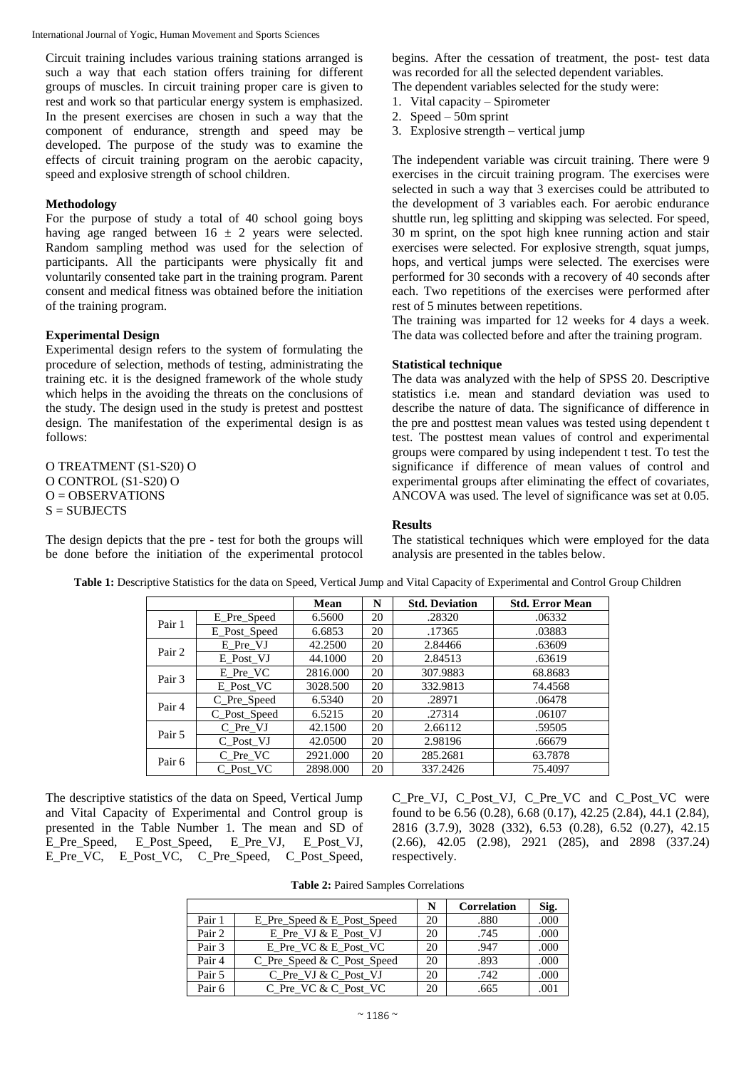Circuit training includes various training stations arranged is such a way that each station offers training for different groups of muscles. In circuit training proper care is given to rest and work so that particular energy system is emphasized. In the present exercises are chosen in such a way that the component of endurance, strength and speed may be developed. The purpose of the study was to examine the effects of circuit training program on the aerobic capacity, speed and explosive strength of school children.

**Methodology**

For the purpose of study a total of 40 school going boys having age ranged between 16 ± 2 years were selected. Random sampling method was used for the selection of participants. All the participants were physically fit and voluntarily consented take part in the training program. Parent consent and medical fitness was obtained before the initiation of the training program.

**Experimental Design**

Experimental design refers to the system of formulating the procedure of selection, methods of testing, administrating the training etc. it is the designed framework of the whole study which helps in the avoiding the threats on the conclusions of the study. The design used in the study is pretest and posttest design. The manifestation of the experimental design is as follows:

O TREATMENT (S1-S20) O
O CONTROL (S1-S20) O
O = OBSERVATIONS
S = SUBJECTS

The design depicts that the pre - test for both the groups will be done before the initiation of the experimental protocol begins. After the cessation of treatment, the post- test data was recorded for all the selected dependent variables.

The dependent variables selected for the study were:

1. Vital capacity – Spirometer
2. Speed – 50m sprint
3. Explosive strength – vertical jump

The independent variable was circuit training. There were 9 exercises in the circuit training program. The exercises were selected in such a way that 3 exercises could be attributed to the development of 3 variables each. For aerobic endurance shuttle run, leg splitting and skipping was selected. For speed, 30 m sprint, on the spot high knee running action and stair exercises were selected. For explosive strength, squat jumps, hops, and vertical jumps were selected. The exercises were performed for 30 seconds with a recovery of 40 seconds after each. Two repetitions of the exercises were performed after rest of 5 minutes between repetitions.

The training was imparted for 12 weeks for 4 days a week. The data was collected before and after the training program.

**Statistical technique**

The data was analyzed with the help of SPSS 20. Descriptive statistics i.e. mean and standard deviation was used to describe the nature of data. The significance of difference in the pre and posttest mean values was tested using dependent t test. The posttest mean values of control and experimental groups were compared by using independent t test. To test the significance if difference of mean values of control and experimental groups after eliminating the effect of covariates, ANCOVA was used. The level of significance was set at 0.05.

**Results**

The statistical techniques which were employed for the data analysis are presented in the tables below.

**Table 1:** Descriptive Statistics for the data on Speed, Vertical Jump and Vital Capacity of Experimental and Control Group Children

| | | Mean | N | Std. Deviation | Std. Error Mean |
|---|---|---|---|---|---|
| Pair 1 | E_Pre_Speed | 6.5600 | 20 | .28320 | .06332 |
| | E_Post_Speed | 6.6853 | 20 | .17365 | .03883 |
| Pair 2 | E_Pre_VJ | 42.2500 | 20 | 2.84466 | .63609 |
| | E_Post_VJ | 44.1000 | 20 | 2.84513 | .63619 |
| Pair 3 | E_Pre_VC | 2816.000 | 20 | 307.9883 | 68.8683 |
| | E_Post_VC | 3028.500 | 20 | 332.9813 | 74.4568 |
| Pair 4 | C_Pre_Speed | 6.5340 | 20 | .28971 | .06478 |
| | C_Post_Speed | 6.5215 | 20 | .27314 | .06107 |
| Pair 5 | C_Pre_VJ | 42.1500 | 20 | 2.66112 | .59505 |
| | C_Post_VJ | 42.0500 | 20 | 2.98196 | .66679 |
| Pair 6 | C_Pre_VC | 2921.000 | 20 | 285.2681 | 63.7878 |
| | C_Post_VC | 2898.000 | 20 | 337.2426 | 75.4097 |

The descriptive statistics of the data on Speed, Vertical Jump and Vital Capacity of Experimental and Control group is presented in the Table Number 1. The mean and SD of E_Pre_Speed, E_Post_Speed, E_Pre_VJ, E_Post_VJ, E_Pre_VC, E_Post_VC, C_Pre_Speed, C_Post_Speed, C_Pre_VJ, C_Post_VJ, C_Pre_VC and C_Post_VC were found to be 6.56 (0.28), 6.68 (0.17), 42.25 (2.84), 44.1 (2.84), 2816 (3.7.9), 3028 (332), 6.53 (0.28), 6.52 (0.27), 42.15 (2.66), 42.05 (2.98), 2921 (285), and 2898 (337.24) respectively.

**Table 2:** Paired Samples Correlations

| | | N | Correlation | Sig. |
|---|---|---|---|---|
| Pair 1 | E_Pre_Speed & E_Post_Speed | 20 | .880 | .000 |
| Pair 2 | E_Pre_VJ & E_Post_VJ | 20 | .745 | .000 |
| Pair 3 | E_Pre_VC & E_Post_VC | 20 | .947 | .000 |
| Pair 4 | C_Pre_Speed & C_Post_Speed | 20 | .893 | .000 |
| Pair 5 | C_Pre_VJ & C_Post_VJ | 20 | .742 | .000 |
| Pair 6 | C_Pre_VC & C_Post_VC | 20 | .665 | .001 |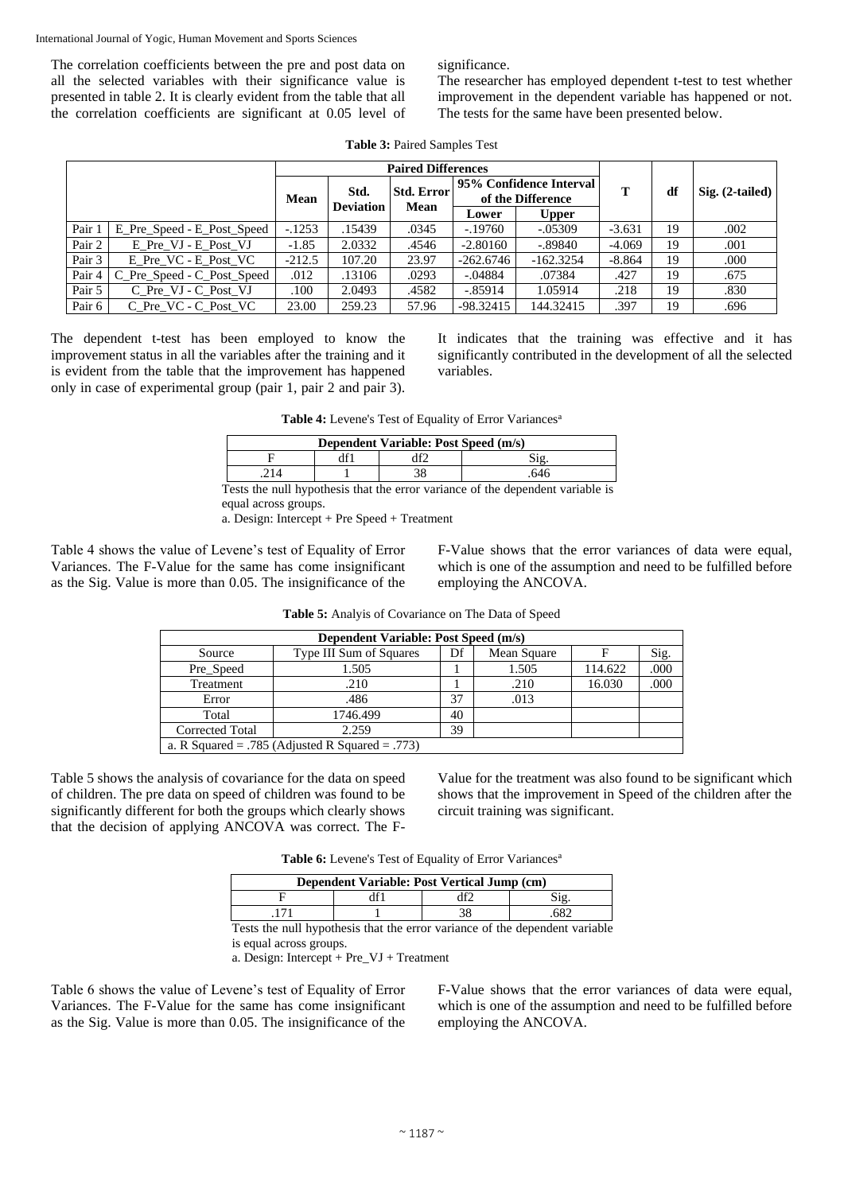The correlation coefficients between the pre and post data on all the selected variables with their significance value is presented in table 2. It is clearly evident from the table that all the correlation coefficients are significant at 0.05 level of significance.

The researcher has employed dependent t-test to test whether improvement in the dependent variable has happened or not. The tests for the same have been presented below.

**Table 3:** Paired Samples Test

| | | Paired Differences | | | | | T | df | Sig. (2-tailed) |
|---|---|---|---|---|---|---|---|---|---|
| | | Mean | Std. Deviation | Std. Error Mean | 95% Confidence Interval of the Difference | | | | |
| | | | | | Lower | Upper | | | |
| Pair 1 | E_Pre_Speed - E_Post_Speed | -.1253 | .15439 | .0345 | -.19760 | -.05309 | -3.631 | 19 | .002 |
| Pair 2 | E_Pre_VJ - E_Post_VJ | -1.85 | 2.0332 | .4546 | -2.80160 | -.89840 | -4.069 | 19 | .001 |
| Pair 3 | E_Pre_VC - E_Post_VC | -212.5 | 107.20 | 23.97 | -262.6746 | -162.3254 | -8.864 | 19 | .000 |
| Pair 4 | C_Pre_Speed - C_Post_Speed | .012 | .13106 | .0293 | -.04884 | .07384 | .427 | 19 | .675 |
| Pair 5 | C_Pre_VJ - C_Post_VJ | .100 | 2.0493 | .4582 | -.85914 | 1.05914 | .218 | 19 | .830 |
| Pair 6 | C_Pre_VC - C_Post_VC | 23.00 | 259.23 | 57.96 | -98.32415 | 144.32415 | .397 | 19 | .696 |

The dependent t-test has been employed to know the improvement status in all the variables after the training and it is evident from the table that the improvement has happened only in case of experimental group (pair 1, pair 2 and pair 3). It indicates that the training was effective and it has significantly contributed in the development of all the selected variables.

**Table 4:** Levene's Test of Equality of Error Variances[a]

| Dependent Variable: Post Speed (m/s) | | | |
|---|---|---|---|
| F | df1 | df2 | Sig. |
| .214 | 1 | 38 | .646 |

Tests the null hypothesis that the error variance of the dependent variable is equal across groups.

a. Design: Intercept + Pre Speed + Treatment

Table 4 shows the value of Levene's test of Equality of Error Variances. The F-Value for the same has come insignificant as the Sig. Value is more than 0.05. The insignificance of the F-Value shows that the error variances of data were equal, which is one of the assumption and need to be fulfilled before employing the ANCOVA.

**Table 5:** Analyis of Covariance on The Data of Speed

| Dependent Variable: Post Speed (m/s) | | | | | |
|---|---|---|---|---|---|
| Source | Type III Sum of Squares | Df | Mean Square | F | Sig. |
| Pre_Speed | 1.505 | 1 | 1.505 | 114.622 | .000 |
| Treatment | .210 | 1 | .210 | 16.030 | .000 |
| Error | .486 | 37 | .013 | | |
| Total | 1746.499 | 40 | | | |
| Corrected Total | 2.259 | 39 | | | |
| a. R Squared = .785 (Adjusted R Squared = .773) | | | | | |

Table 5 shows the analysis of covariance for the data on speed of children. The pre data on speed of children was found to be significantly different for both the groups which clearly shows that the decision of applying ANCOVA was correct. The F-Value for the treatment was also found to be significant which shows that the improvement in Speed of the children after the circuit training was significant.

**Table 6:** Levene's Test of Equality of Error Variances[a]

| Dependent Variable: Post Vertical Jump (cm) | | | |
|---|---|---|---|
| F | df1 | df2 | Sig. |
| .171 | 1 | 38 | .682 |

Tests the null hypothesis that the error variance of the dependent variable is equal across groups.

a. Design: Intercept + Pre_VJ + Treatment

Table 6 shows the value of Levene's test of Equality of Error Variances. The F-Value for the same has come insignificant as the Sig. Value is more than 0.05. The insignificance of the F-Value shows that the error variances of data were equal, which is one of the assumption and need to be fulfilled before employing the ANCOVA.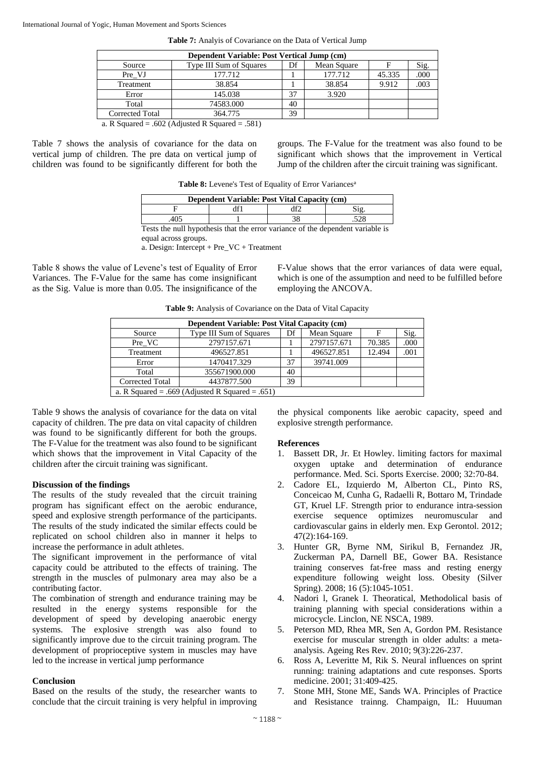**Table 7:** Analyis of Covariance on the Data of Vertical Jump

| Dependent Variable: Post Vertical Jump (cm) | | | | | |
|---|---|---|---|---|---|
| Source | Type III Sum of Squares | Df | Mean Square | F | Sig. |
| Pre_VJ | 177.712 | 1 | 177.712 | 45.335 | .000 |
| Treatment | 38.854 | 1 | 38.854 | 9.912 | .003 |
| Error | 145.038 | 37 | 3.920 | | |
| Total | 74583.000 | 40 | | | |
| Corrected Total | 364.775 | 39 | | | |

a. R Squared = .602 (Adjusted R Squared = .581)

Table 7 shows the analysis of covariance for the data on vertical jump of children. The pre data on vertical jump of children was found to be significantly different for both the groups. The F-Value for the treatment was also found to be significant which shows that the improvement in Vertical Jump of the children after the circuit training was significant.

**Table 8:** Levene's Test of Equality of Error Variances[a]

| Dependent Variable: Post Vital Capacity (cm) | | | |
|---|---|---|---|
| F | df1 | df2 | Sig. |
| .405 | 1 | 38 | .528 |

Tests the null hypothesis that the error variance of the dependent variable is equal across groups.

a. Design: Intercept + Pre_VC + Treatment

Table 8 shows the value of Levene's test of Equality of Error Variances. The F-Value for the same has come insignificant as the Sig. Value is more than 0.05. The insignificance of the F-Value shows that the error variances of data were equal, which is one of the assumption and need to be fulfilled before employing the ANCOVA.

**Table 9:** Analysis of Covariance on the Data of Vital Capacity

| Dependent Variable: Post Vital Capacity (cm) | | | | | |
|---|---|---|---|---|---|
| Source | Type III Sum of Squares | Df | Mean Square | F | Sig. |
| Pre_VC | 2797157.671 | 1 | 2797157.671 | 70.385 | .000 |
| Treatment | 496527.851 | 1 | 496527.851 | 12.494 | .001 |
| Error | 1470417.329 | 37 | 39741.009 | | |
| Total | 355671900.000 | 40 | | | |
| Corrected Total | 4437877.500 | 39 | | | |
| a. R Squared = .669 (Adjusted R Squared = .651) | | | | | |

Table 9 shows the analysis of covariance for the data on vital capacity of children. The pre data on vital capacity of children was found to be significantly different for both the groups. The F-Value for the treatment was also found to be significant which shows that the improvement in Vital Capacity of the children after the circuit training was significant.

## Discussion of the findings

The results of the study revealed that the circuit training program has significant effect on the aerobic endurance, speed and explosive strength performance of the participants. The results of the study indicated the similar effects could be replicated on school children also in manner it helps to increase the performance in adult athletes.

The significant improvement in the performance of vital capacity could be attributed to the effects of training. The strength in the muscles of pulmonary area may also be a contributing factor.

The combination of strength and endurance training may be resulted in the energy systems responsible for the development of speed by developing anaerobic energy systems. The explosive strength was also found to significantly improve due to the circuit training program. The development of proprioceptive system in muscles may have led to the increase in vertical jump performance

## Conclusion

Based on the results of the study, the researcher wants to conclude that the circuit training is very helpful in improving the physical components like aerobic capacity, speed and explosive strength performance.

## References

1. Bassett DR, Jr. Et Howley. limiting factors for maximal oxygen uptake and determination of endurance performance. Med. Sci. Sports Exercise. 2000; 32:70-84.
2. Cadore EL, Izquierdo M, Alberton CL, Pinto RS, Conceicao M, Cunha G, Radaelli R, Bottaro M, Trindade GT, Kruel LF. Strength prior to endurance intra-session exercise sequence optimizes neuromuscular and cardiovascular gains in elderly men. Exp Gerontol. 2012; 47(2):164-169.
3. Hunter GR, Byrne NM, Sirikul B, Fernandez JR, Zuckerman PA, Darnell BE, Gower BA. Resistance training conserves fat-free mass and resting energy expenditure following weight loss. Obesity (Silver Spring). 2008; 16 (5):1045-1051.
4. Nadori l, Granek I. Theoratical, Methodolical basis of training planning with special considerations within a microcycle. Linclon, NE NSCA, 1989.
5. Peterson MD, Rhea MR, Sen A, Gordon PM. Resistance exercise for muscular strength in older adults: a meta-analysis. Ageing Res Rev. 2010; 9(3):226-237.
6. Ross A, Leveritte M, Rik S. Neural influences on sprint running: training adaptations and cute responses. Sports medicine. 2001; 31:409-425.
7. Stone MH, Stone ME, Sands WA. Principles of Practice and Resistance trainng. Champaign, IL: Huuuman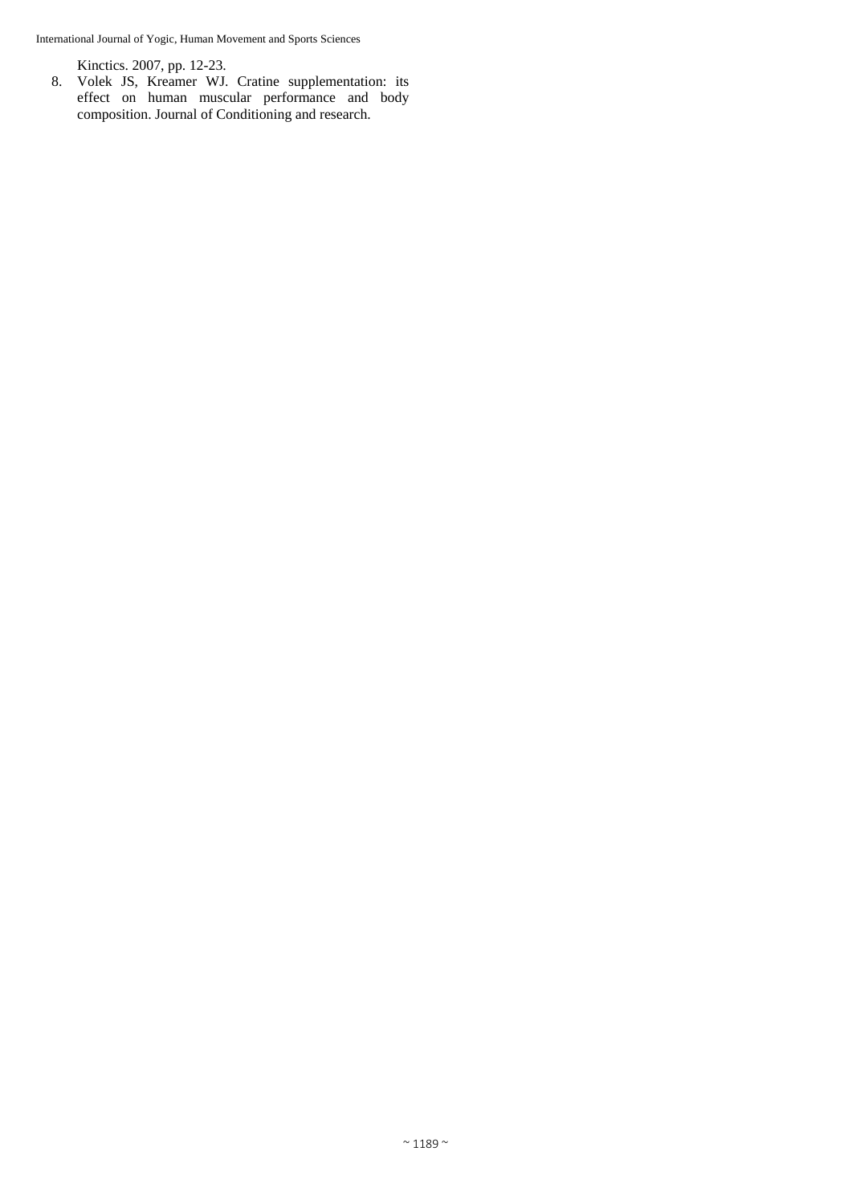Kinctics. 2007, pp. 12-23.

8. Volek JS, Kreamer WJ. Cratine supplementation: its effect on human muscular performance and body composition. Journal of Conditioning and research.